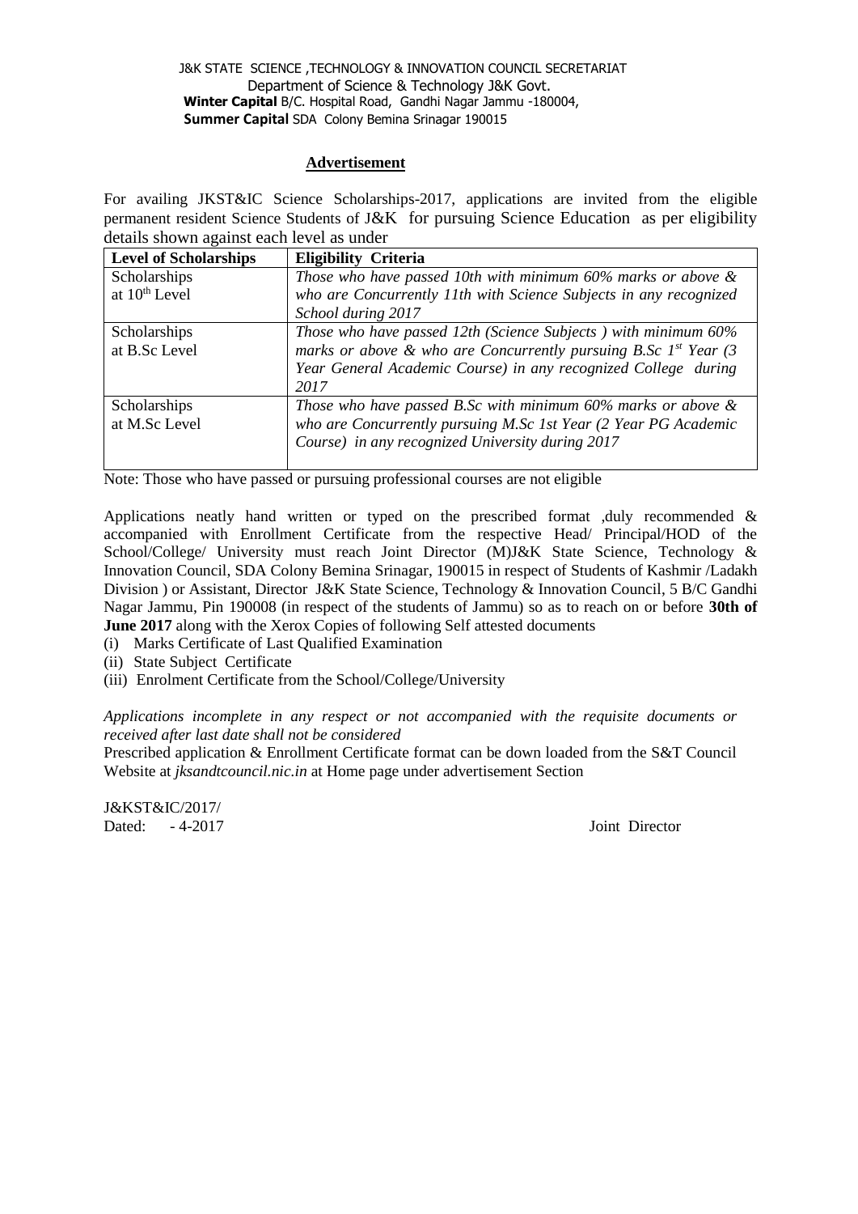J&K STATE SCIENCE ,TECHNOLOGY & INNOVATION COUNCIL SECRETARIAT
Department of Science & Technology J&K Govt.
**Winter Capital** B/C. Hospital Road, Gandhi Nagar Jammu -180004,
**Summer Capital** SDA Colony Bemina Srinagar 190015

## Advertisement

For availing JKST&IC Science Scholarships-2017, applications are invited from the eligible permanent resident Science Students of J&K for pursuing Science Education as per eligibility details shown against each level as under

| Level of Scholarships | Eligibility Criteria |
|---|---|
| Scholarships at $10^{th}$ Level | *Those who have passed 10th with minimum 60% marks or above & who are Concurrently 11th with Science Subjects in any recognized School during 2017* |
| Scholarships at B.Sc Level | *Those who have passed 12th (Science Subjects ) with minimum 60% marks or above & who are Concurrently pursuing B.Sc $1^{st}$ Year (3 Year General Academic Course) in any recognized College during 2017* |
| Scholarships at M.Sc Level | *Those who have passed B.Sc with minimum 60% marks or above & who are Concurrently pursuing M.Sc 1st Year (2 Year PG Academic Course) in any recognized University during 2017* |

Note: Those who have passed or pursuing professional courses are not eligible

Applications neatly hand written or typed on the prescribed format ,duly recommended & accompanied with Enrollment Certificate from the respective Head/ Principal/HOD of the School/College/ University must reach Joint Director (M)J&K State Science, Technology & Innovation Council, SDA Colony Bemina Srinagar, 190015 in respect of Students of Kashmir /Ladakh Division ) or Assistant, Director J&K State Science, Technology & Innovation Council, 5 B/C Gandhi Nagar Jammu, Pin 190008 (in respect of the students of Jammu) so as to reach on or before **30th of June 2017** along with the Xerox Copies of following Self attested documents

(i) Marks Certificate of Last Qualified Examination
(ii) State Subject Certificate
(iii) Enrolment Certificate from the School/College/University

*Applications incomplete in any respect or not accompanied with the requisite documents or received after last date shall not be considered*

Prescribed application & Enrollment Certificate format can be down loaded from the S&T Council Website at *jksandtcouncil.nic.in* at Home page under advertisement Section

J&KST&IC/2017/
Dated: - 4-2017

Joint Director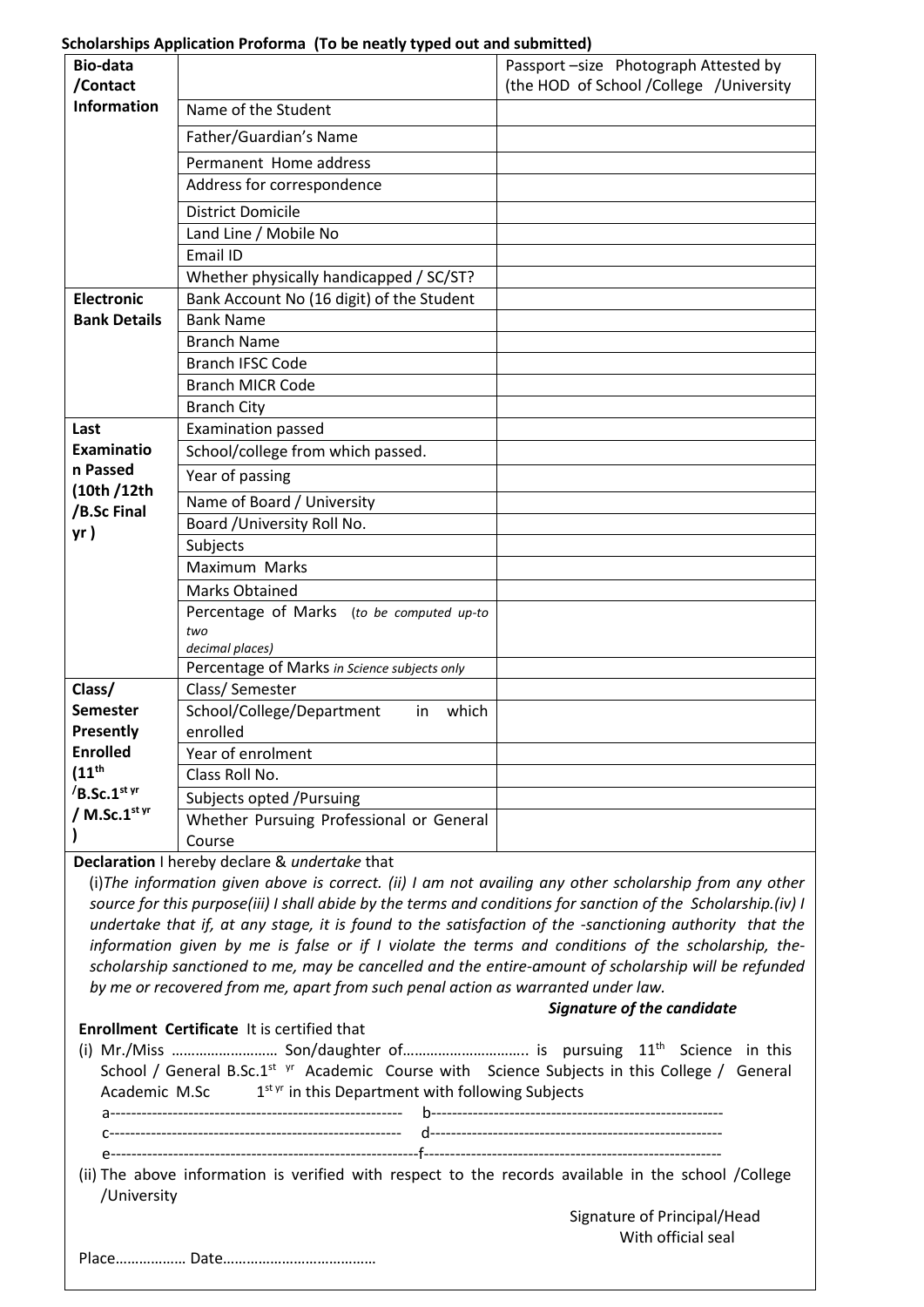**Scholarships Application Proforma (To be neatly typed out and submitted)**

| | | |
|---|---|---|
| **Bio-data /Contact Information** | | Passport –size Photograph Attested by (the HOD of School /College /University |
| | Name of the Student | |
| | Father/Guardian's Name | |
| | Permanent Home address | |
| | Address for correspondence | |
| | District Domicile | |
| | Land Line / Mobile No | |
| | Email ID | |
| | Whether physically handicapped / SC/ST? | |
| **Electronic Bank Details** | Bank Account No (16 digit) of the Student | |
| | Bank Name | |
| | Branch Name | |
| | Branch IFSC Code | |
| | Branch MICR Code | |
| | Branch City | |
| **Last Examination Passed (10th /12th /B.Sc Final yr )** | Examination passed | |
| | School/college from which passed. | |
| | Year of passing | |
| | Name of Board / University | |
| | Board /University Roll No. | |
| | Subjects | |
| | Maximum Marks | |
| | Marks Obtained | |
| | Percentage of Marks (*to be computed up-to two decimal places)* | |
| | Percentage of Marks *in Science subjects only* | |
| **Class/ Semester Presently Enrolled (11th /B.Sc.1st yr / M.Sc.1st yr )** | Class/ Semester | |
| | School/College/Department in which enrolled | |
| | Year of enrolment | |
| | Class Roll No. | |
| | Subjects opted /Pursuing | |
| | Whether Pursuing Professional or General Course | |

**Declaration** I hereby declare & *undertake* that

(i)*The information given above is correct. (ii) I am not availing any other scholarship from any other source for this purpose(iii) I shall abide by the terms and conditions for sanction of the Scholarship.(iv) I undertake that if, at any stage, it is found to the satisfaction of the -sanctioning authority that the information given by me is false or if I violate the terms and conditions of the scholarship, the-scholarship sanctioned to me, may be cancelled and the entire-amount of scholarship will be refunded by me or recovered from me, apart from such penal action as warranted under law.*

***Signature of the candidate***

**Enrollment Certificate** It is certified that

(i) Mr./Miss ……………………… Son/daughter of………………………….. is pursuing 11th Science in this School / General B.Sc.1st yr Academic Course with Science Subjects in this College / General Academic M.Sc 1st yr in this Department with following Subjects

a-------------------------------------------------------- b--------------------------------------------------------

c-------------------------------------------------------- d--------------------------------------------------------

e--------------------------------------------------------f--------------------------------------------------------

(ii) The above information is verified with respect to the records available in the school /College /University

Signature of Principal/Head
With official seal

Place……………… Date…………………………………